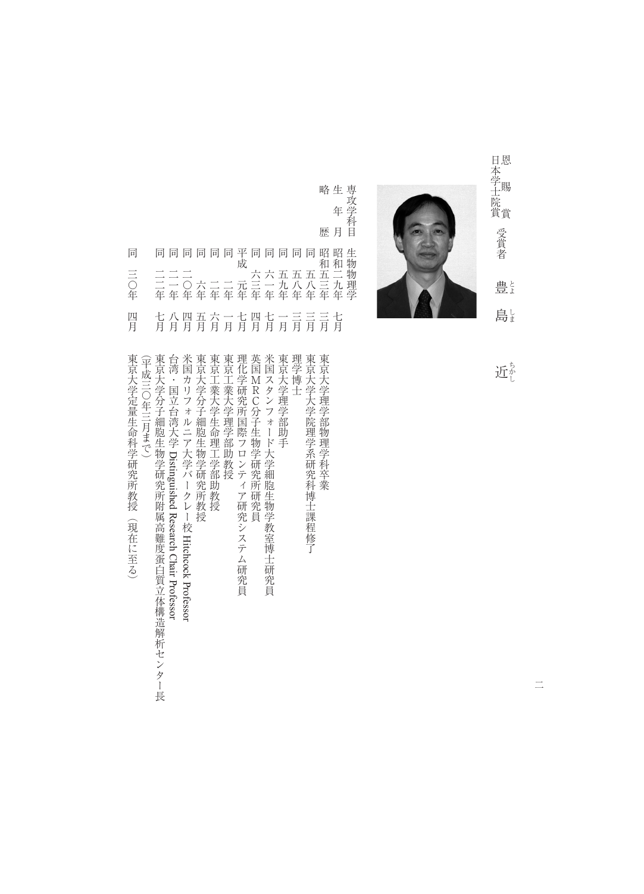恩賜賞
日本学士院賞　受賞者

# 豊島　近（とよしま　ちかし）

専攻学科目　生物物理学

生年月　昭和二九年七月

略歴

| | | |
|---|---|---|
| 昭和五三年 | 三月 | 東京大学理学部物理学科卒業 |
| 同　五八年 | 三月 | 東京大学大学院理学系研究科博士課程修了 |
| 同　五八年 | 三月 | 理学博士 |
| 同　五九年 | 一月 | 東京大学理学部助手 |
| 同　六一年 | 七月 | 米国スタンフォード大学細胞生物学教室博士研究員 |
| 同　六三年 | 四月 | 英国MRC分子生物学研究所研究員 |
| 平成　元年 | 七月 | 理化学研究所国際フロンティア研究システム研究員 |
| 同　二年 | 一月 | 東京工業大学理学部助教授 |
| 同　二年 | 六月 | 東京工業大学生命理工学部助教授 |
| 同　六年 | 五月 | 東京大学分子細胞生物学研究所教授 |
| 同　二〇年 | 四月 | 米国カリフォルニア大学バークレー校 Hitchcock Professor |
| 同　二一年 | 八月 | 台湾・国立台湾大学 Distinguished Research Chair Professor |
| 同　二二年 | 七月 | 東京大学分子細胞生物学研究所附属高難度蛋白質立体構造解析センター長（平成三〇年三月まで） |
| 同　三〇年 | 四月 | 東京大学定量生命科学研究所教授（現在に至る） |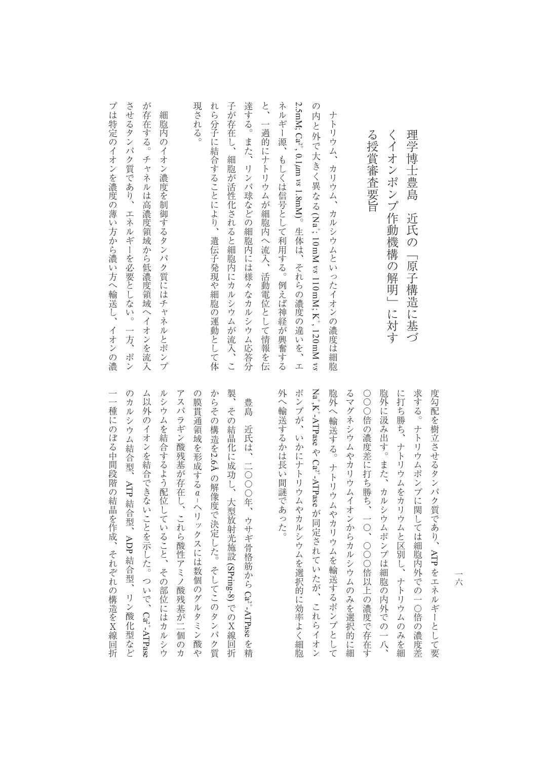# 理学博士豊島　近氏の「原子構造に基づくイオンポンプ作動機構の解明」に対する授賞審査要旨

ナトリウム、カリウム、カルシウムといったイオンの濃度は細胞の内と外で大きく異なる（$Na^{+}$; 10mM *vs* 110mM; $K^{+}$, 120mM *vs* 2.5mM; $Ca^{2+}$, 0.1μm *vs* 1.8mM）。生体は、それらの濃度の違いを、エネルギー源、もしくは信号として利用する。例えば神経が興奮すると、一過的にナトリウムが細胞内へ流入、活動電位として情報を伝達する。また、リンパ球などの細胞内には様々なカルシウム応答分子が存在し、細胞が活性化されると細胞内にカルシウムが流入、これら分子に結合することにより、遺伝子発現や細胞の運動として体現される。

細胞内のイオン濃度を制御するタンパク質にはチャネルとポンプが存在する。チャネルは高濃度領域から低濃度領域へイオンを流入させるタンパク質であり、エネルギーを必要としない。一方、ポンプは特定のイオンを濃度の薄い方から濃い方へ輸送し、イオンの濃度勾配を樹立させるタンパク質であり、ATPをエネルギーとして要求する。ナトリウムポンプに関しては細胞内外での一〇倍の濃度差に打ち勝ち、ナトリウムをカリウムと区別し、ナトリウムのみを細胞外に汲み出す。また、カルシウムポンプは細胞の内外での一八、〇〇〇倍の濃度差に打ち勝ち、一〇、〇〇〇倍以上の濃度で存在するマグネシウムやカリウムイオンからカルシウムのみを選択的に細胞外へ輸送する。ナトリウムやカリウムを輸送するポンプとして$Na^{+}$,$K^{+}$-ATPaseや$Ca^{2+}$-ATPaseが同定されていたが、これらイオンポンプが、いかにナトリウムやカルシウムを選択的に効率よく細胞外へ輸送するかは長い間謎であった。

豊島　近氏は、二〇〇〇年、ウサギ骨格筋から$Ca^{2+}$-ATPaseを精製、その結晶化に成功し、大型放射光施設（SPring-8）でのX線回折からその構造を2.6Åの解像度で決定した。そしてこのタンパク質の膜貫通領域を形成する$\alpha$-ヘリックスには数個のグルタミン酸やアスパラギン酸残基が存在し、これら酸性アミノ酸残基が二個のカルシウムを結合するよう配位していること、その部位にはカルシウム以外のイオンを結合できないことを示した。ついで、$Ca^{2+}$-ATPaseのカルシウム結合型、ATP結合型、ADP結合型、リン酸化型など一一種にのぼる中間段階の結晶を作成、それぞれの構造をX線回折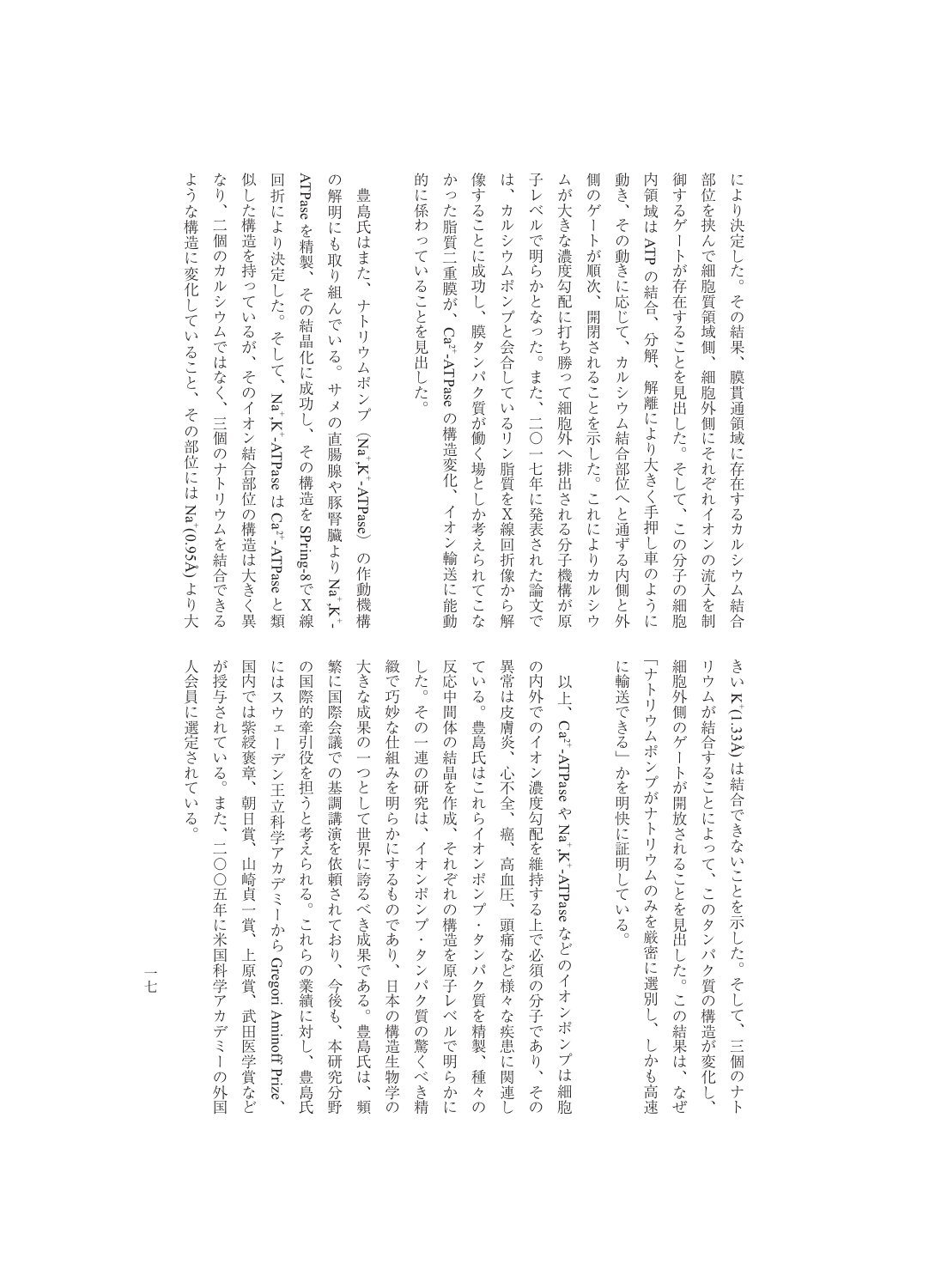により決定した。その結果、膜貫通領域に存在するカルシウム結合部位を挟んで細胞質領域側、細胞外側にそれぞれイオンの流入を制御するゲートが存在することを見出した。そして、この分子の細胞内領域は ATP の結合、分解、解離により大きく手押し車のように動き、その動きに応じて、カルシウム結合部位へと通ずる内側と外側のゲートが順次、開閉されることを示した。これによりカルシウムが大きな濃度勾配に打ち勝って細胞外へ排出される分子機構が原子レベルで明らかとなった。また、二〇一七年に発表された論文では、カルシウムポンプと会合しているリン脂質をX線回折像から解像することに成功し、膜タンパク質が働く場としか考えられてこなかった脂質二重膜が、$Ca^{2+}$-ATPase の構造変化、イオン輸送に能動的に係わっていることを見出した。

豊島氏はまた、ナトリウムポンプ（$Na^{+}$,$K^{+}$-ATPase）の作動機構の解明にも取り組んでいる。サメの直腸腺や豚腎臓より $Na^{+}$,$K^{+}$-ATPase を精製、その結晶化に成功し、その構造を SPring-8でX線回折により決定した。そして、$Na^{+}$,$K^{+}$-ATPase は $Ca^{2+}$-ATPase と類似した構造を持っているが、そのイオン結合部位の構造は大きく異なり、二個のカルシウムではなく、三個のナトリウムを結合できるような構造に変化していること、その部位には $Na^{+}$(0.95Å) より大きい $K^{+}$(1.33Å) は結合できないことを示した。そして、三個のナトリウムが結合することによって、このタンパク質の構造が変化し、細胞外側のゲートが開放されることを見出した。この結果は、なぜ「ナトリウムポンプがナトリウムのみを厳密に選別し、しかも高速に輸送できる」かを明快に証明している。

以上、$Ca^{2+}$-ATPase や $Na^{+}$,$K^{+}$-ATPase などのイオンポンプは細胞の内外でのイオン濃度勾配を維持する上で必須の分子であり、その異常は皮膚炎、心不全、癌、高血圧、頭痛など様々な疾患に関連している。豊島氏はこれらイオンポンプ・タンパク質を精製、種々の反応中間体の結晶を作成、それぞれの構造を原子レベルで明らかにした。その一連の研究は、イオンポンプ・タンパク質の驚くべき精緻で巧妙な仕組みを明らかにするものであり、日本の構造生物学の大きな成果の一つとして世界に誇るべき成果である。豊島氏は、頻繁に国際会議での基調講演を依頼されており、今後も、本研究分野の国際的牽引役を担うと考えられる。これらの業績に対し、豊島氏にはスウェーデン王立科学アカデミーから Gregori Aminoff Prize、国内では紫綬褒章、朝日賞、山崎貞一賞、上原賞、武田医学賞などが授与されている。また、二〇〇五年に米国科学アカデミーの外国人会員に選定されている。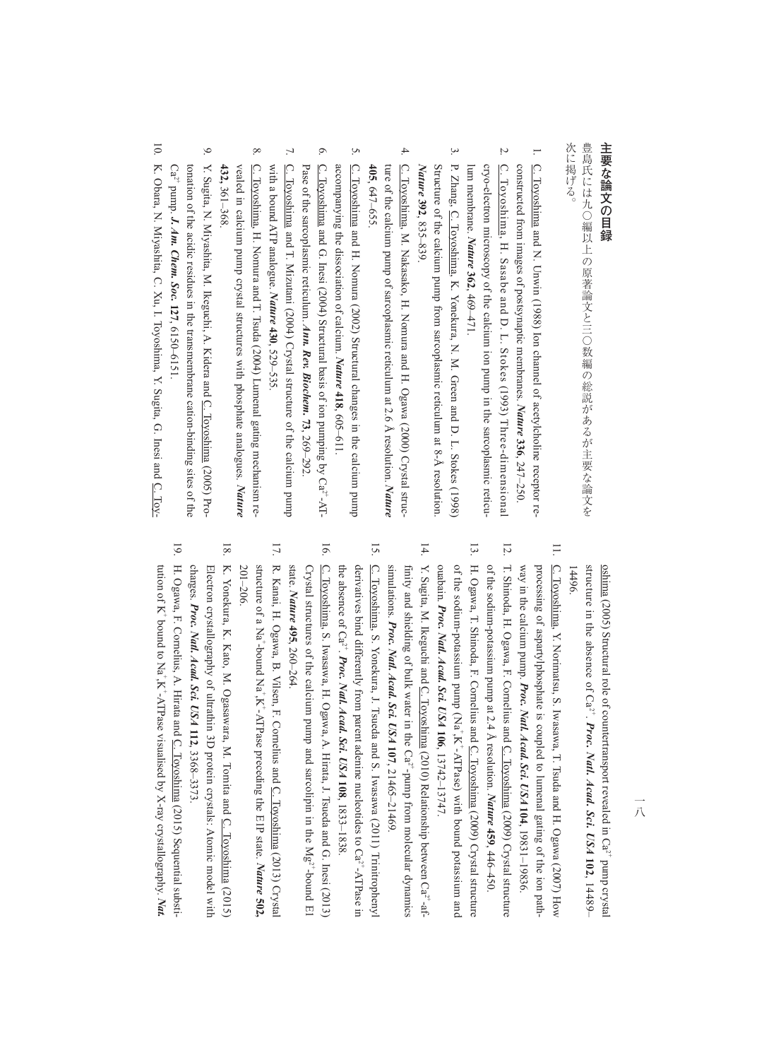## 主要な論文の目録

豊島氏には九〇編以上の原著論文と三〇数編の総説があるが主要な論文を次に掲げる。

1. C. Toyoshima and N. Unwin (1988) Ion channel of acetylcholine receptor reconstructed from images of postsynaptic membranes. ***Nature* 336**, 247–250.
2. C. Toyoshima, H. Sasabe and D. L. Stokes (1993) Three-dimensional cryo-electron microscopy of the calcium ion pump in the sarcoplasmic reticulum membrane. ***Nature* 362**, 469–471.
3. P. Zhang, C. Toyoshima, K. Yonekura, N. M. Green and D. L. Stokes (1998) Structure of the calcium pump from sarcoplasmic reticulum at 8-Å resolution. ***Nature* 392**, 835–839.
4. C. Toyoshima, M. Nakasako, H. Nomura and H. Ogawa (2000) Crystal structure of the calcium pump of sarcoplasmic reticulum at 2.6 Å resolution. ***Nature* 405**, 647–655.
5. C. Toyoshima and H. Nomura (2002) Structural changes in the calcium pump accompanying the dissociation of calcium. ***Nature* 418**, 605–611.
6. C. Toyoshima and G. Inesi (2004) Structural basis of ion pumping by $Ca^{2+}$-ATPase of the sarcoplasmic reticulum. ***Ann. Rev. Biochem.* 73**, 269–292.
7. C. Toyoshima and T. Mizutani (2004) Crystal structure of the calcium pump with a bound ATP analogue. ***Nature* 430**, 529–535.
8. C. Toyoshima, H. Nomura and T. Tsuda (2004) Lumenal gating mechanism revealed in calcium pump crystal structures with phosphate analogues. ***Nature* 432**, 361–368.
9. Y. Sugita, N. Miyashita, M. Ikeguchi, A. Kidera and C. Toyoshima (2005) Protonation of the acidic residues in the transmembrane cation-binding sites of the $Ca^{2+}$ pump. ***J. Am. Chem. Soc.* 127**, 6150–6151.
10. K. Obara, N. Miyashita, C. Xu, I. Toyoshima, Y. Sugita, G. Inesi and C. Toyoshima (2005) Structural role of countertransport revealed in $Ca^{2+}$ pump crystal structure in the absence of $Ca^{2+}$. ***Proc. Natl. Acad. Sci. USA* 102**, 14489–14496.
11. C. Toyoshima, Y. Norimatsu, S. Iwasawa, T. Tsuda and H. Ogawa (2007) How processing of aspartylphosphate is coupled to lumenal gating of the ion pathway in the calcium pump. ***Proc. Natl. Acad. Sci. USA* 104**, 19831–19836.
12. T. Shinoda, H. Ogawa, F. Cornelius and C. Toyoshima (2009) Crystal structure of the sodium-potassium pump at 2.4 Å resolution. ***Nature* 459**, 446–450.
13. H. Ogawa, T. Shinoda, F. Cornelius and C. Toyoshima (2009) Crystal structure of the sodium-potassium pump ($Na^+$,$K^+$-ATPase) with bound potassium and ouabain. ***Proc. Natl. Acad. Sci. USA* 106**, 13742–13747.
14. Y. Sugita, M. Ikeguchi and C. Toyoshima (2010) Relationship between $Ca^{2+}$-affinity and shielding of bulk water in the $Ca^{2+}$-pump from molecular dynamics simulations. ***Proc. Natl. Acad. Sci. USA* 107**, 21465–21469.
15. C. Toyoshima, S. Yonekura, J. Tsueda and S. Iwasawa (2011) Trinitrophenyl derivatives bind differently from parent adenine nucleotides to $Ca^{2+}$-ATPase in the absence of $Ca^{2+}$. ***Proc. Natl. Acad. Sci. USA* 108**, 1833–1838.
16. C. Toyoshima, S. Iwasawa, H. Ogawa, A. Hirata, J. Tsueda and G. Inesi (2013) Crystal structures of the calcium pump and sarcolipin in the $Mg^{2+}$-bound E1 state. ***Nature* 495**, 260–264.
17. R. Kanai, H. Ogawa, B. Vilsen, F. Cornelius and C. Toyoshima (2013) Crystal structure of a $Na^+$-bound $Na^+$,$K^+$-ATPase preceding the E1P state. ***Nature* 502**, 201–206.
18. K. Yonekura, K. Kato, M. Ogasawara, M. Tomita and C. Toyoshima (2015) Electron crystallography of ultrathin 3D protein crystals: Atomic model with charges. ***Proc. Natl. Acad. Sci. USA* 112**, 3368–3373.
19. H. Ogawa, F. Cornelius, A. Hirata and C. Toyoshima (2015) Sequential substitution of $K^+$ bound to $Na^+$,$K^+$-ATPase visualised by X-ray crystallography. ***Nat.***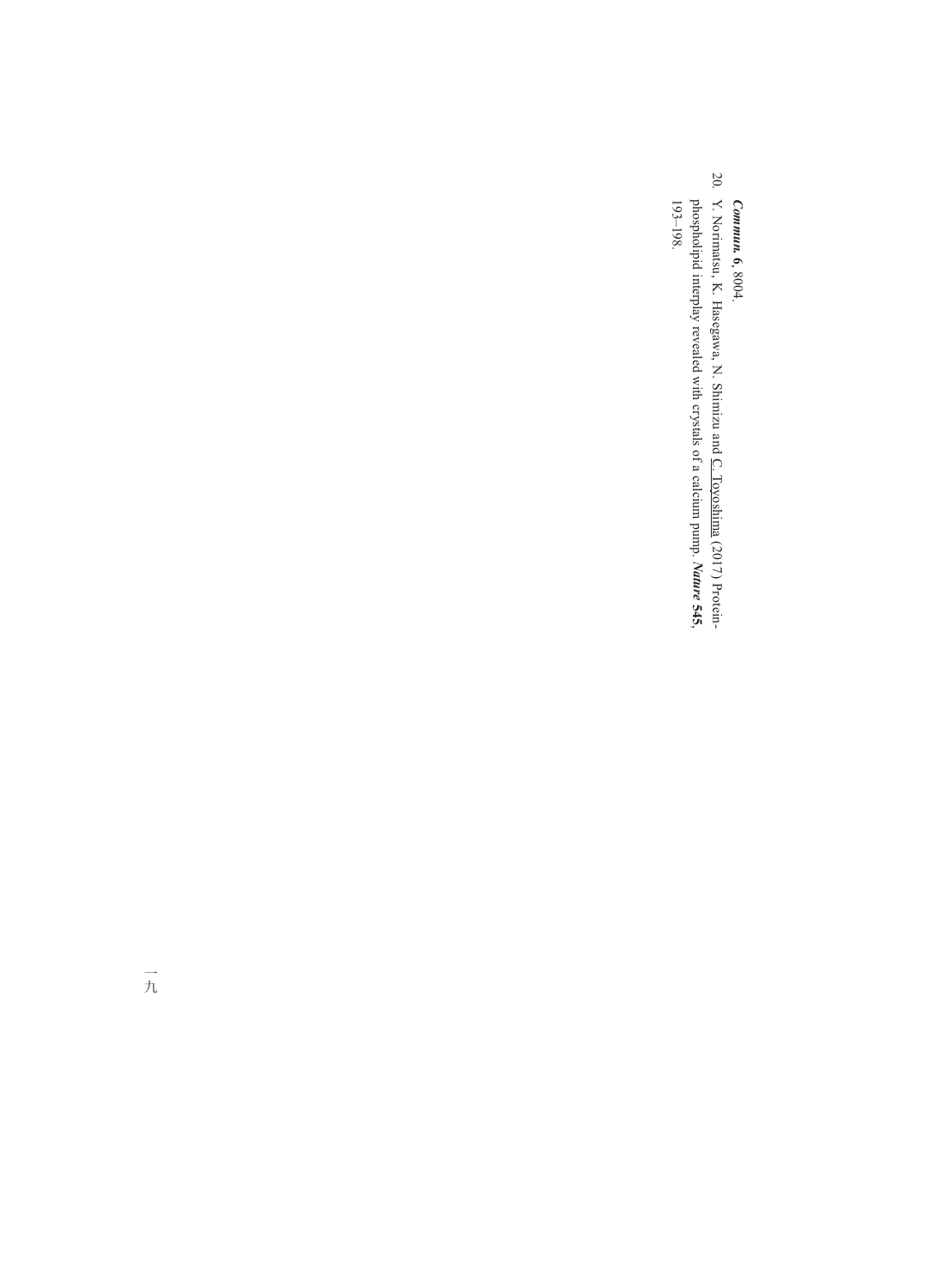***Commun.* 6**, 8004.

20. Y. Norimatsu, K. Hasegawa, N. Shimizu and C. Toyoshima (2017) Protein-phospholipid interplay revealed with crystals of a calcium pump. ***Nature* 545**, 193–198.